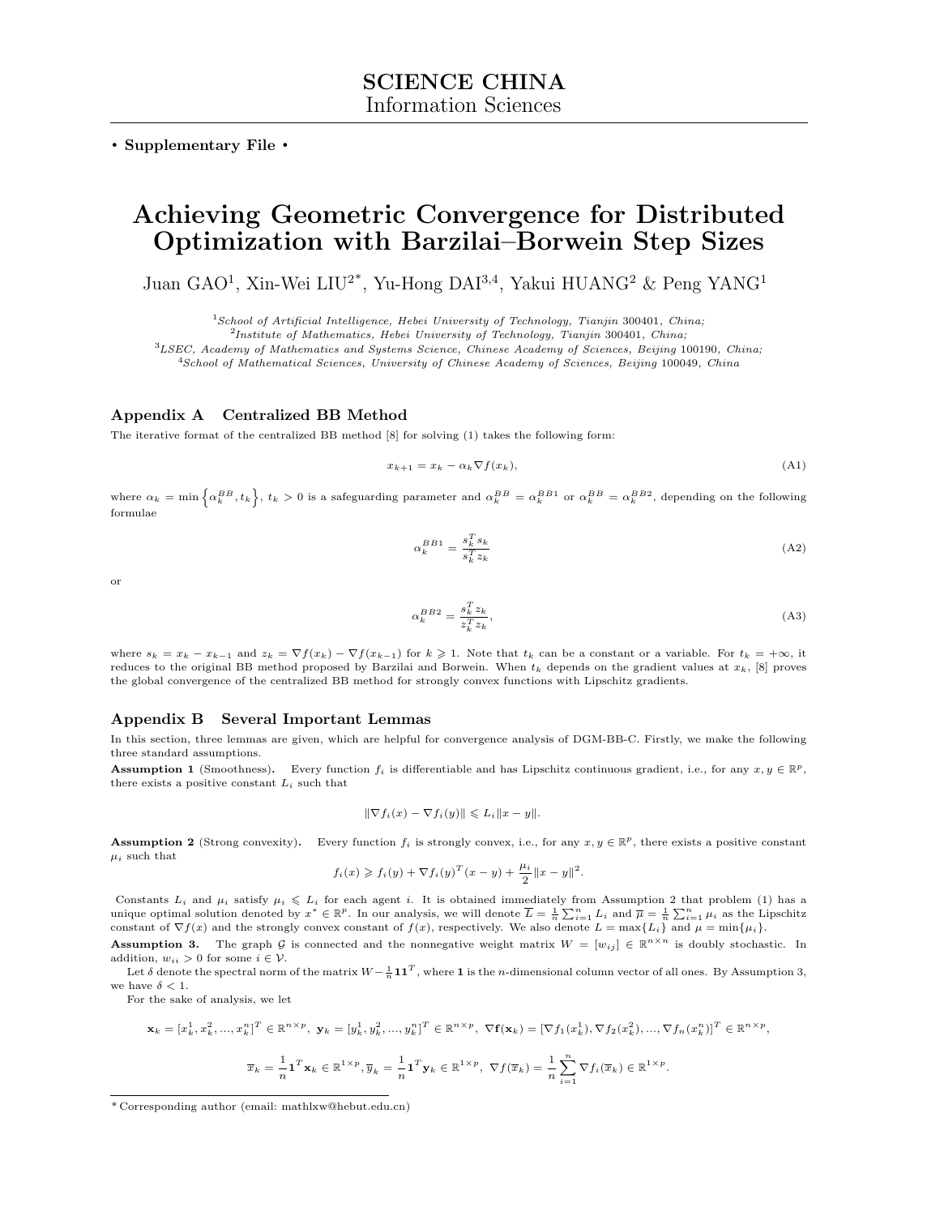**SCIENCE CHINA**
Information Sciences

• **Supplementary File** •

# Achieving Geometric Convergence for Distributed Optimization with Barzilai–Borwein Step Sizes

Juan GAO[1], Xin-Wei LIU[2*], Yu-Hong DAI[3,4], Yakui HUANG[2] & Peng YANG[1]

[1] *School of Artificial Intelligence, Hebei University of Technology, Tianjin* 300401*, China;*
[2] *Institute of Mathematics, Hebei University of Technology, Tianjin* 300401*, China;*
[3] *LSEC, Academy of Mathematics and Systems Science, Chinese Academy of Sciences, Beijing* 100190*, China;*
[4] *School of Mathematical Sciences, University of Chinese Academy of Sciences, Beijing* 100049*, China*

## Appendix A Centralized BB Method

The iterative format of the centralized BB method [8] for solving (1) takes the following form:

$$x_{k+1} = x_k - \alpha_k \nabla f(x_k), \tag{A1}$$

where $\alpha_k = \min\left\{\alpha_k^{BB}, t_k\right\}$, $t_k > 0$ is a safeguarding parameter and $\alpha_k^{BB} = \alpha_k^{BB1}$ or $\alpha_k^{BB} = \alpha_k^{BB2}$, depending on the following formulae

$$\alpha_k^{BB1} = \frac{s_k^T s_k}{s_k^T z_k} \tag{A2}$$

or

$$\alpha_k^{BB2} = \frac{s_k^T z_k}{z_k^T z_k}, \tag{A3}$$

where $s_k = x_k - x_{k-1}$ and $z_k = \nabla f(x_k) - \nabla f(x_{k-1})$ for $k \geqslant 1$. Note that $t_k$ can be a constant or a variable. For $t_k = +\infty$, it reduces to the original BB method proposed by Barzilai and Borwein. When $t_k$ depends on the gradient values at $x_k$, [8] proves the global convergence of the centralized BB method for strongly convex functions with Lipschitz gradients.

## Appendix B Several Important Lemmas

In this section, three lemmas are given, which are helpful for convergence analysis of DGM-BB-C. Firstly, we make the following three standard assumptions.

**Assumption 1** (Smoothness). Every function $f_i$ is differentiable and has Lipschitz continuous gradient, i.e., for any $x, y \in \mathbb{R}^p$, there exists a positive constant $L_i$ such that

$$\|\nabla f_i(x) - \nabla f_i(y)\| \leqslant L_i \|x - y\|.$$

**Assumption 2** (Strong convexity). Every function $f_i$ is strongly convex, i.e., for any $x, y \in \mathbb{R}^p$, there exists a positive constant $\mu_i$ such that

$$f_i(x) \geqslant f_i(y) + \nabla f_i(y)^T (x - y) + \frac{\mu_i}{2}\|x - y\|^2.$$

Constants $L_i$ and $\mu_i$ satisfy $\mu_i \leqslant L_i$ for each agent $i$. It is obtained immediately from Assumption 2 that problem (1) has a unique optimal solution denoted by $x^* \in \mathbb{R}^p$. In our analysis, we will denote $\overline{L} = \frac{1}{n}\sum_{i=1}^n L_i$ and $\overline{\mu} = \frac{1}{n}\sum_{i=1}^n \mu_i$ as the Lipschitz constant of $\nabla f(x)$ and the strongly convex constant of $f(x)$, respectively. We also denote $L = \max\{L_i\}$ and $\mu = \min\{\mu_i\}$.

**Assumption 3.** The graph $\mathcal{G}$ is connected and the nonnegative weight matrix $W = [w_{ij}] \in \mathbb{R}^{n \times n}$ is doubly stochastic. In addition, $w_{ii} > 0$ for some $i \in \mathcal{V}$.

Let $\delta$ denote the spectral norm of the matrix $W - \frac{1}{n}\mathbf{1}\mathbf{1}^T$, where $\mathbf{1}$ is the $n$-dimensional column vector of all ones. By Assumption 3, we have $\delta < 1$.

For the sake of analysis, we let

$$\mathbf{x}_k = [x_k^1, x_k^2, ..., x_k^n]^T \in \mathbb{R}^{n \times p},\ \mathbf{y}_k = [y_k^1, y_k^2, ..., y_k^n]^T \in \mathbb{R}^{n \times p},\ \nabla \mathbf{f}(\mathbf{x}_k) = [\nabla f_1(x_k^1), \nabla f_2(x_k^2), ..., \nabla f_n(x_k^n)]^T \in \mathbb{R}^{n \times p},$$

$$\overline{x}_k = \frac{1}{n}\mathbf{1}^T \mathbf{x}_k \in \mathbb{R}^{1 \times p}, \overline{y}_k = \frac{1}{n}\mathbf{1}^T \mathbf{y}_k \in \mathbb{R}^{1 \times p},\ \nabla f(\overline{x}_k) = \frac{1}{n}\sum_{i=1}^n \nabla f_i(\overline{x}_k) \in \mathbb{R}^{1 \times p}.$$

* Corresponding author (email: mathlxw@hebut.edu.cn)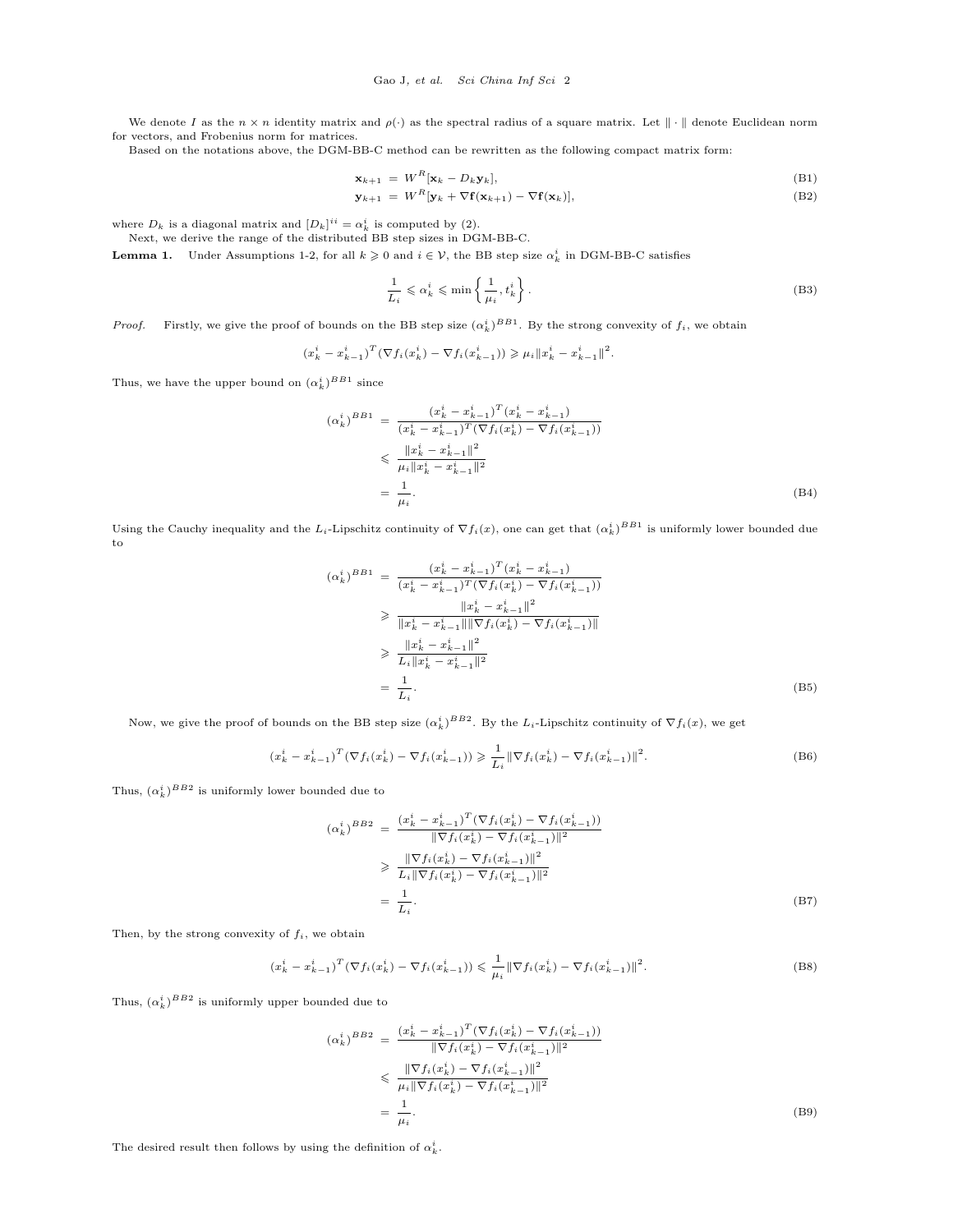We denote $I$ as the $n \times n$ identity matrix and $\rho(\cdot)$ as the spectral radius of a square matrix. Let $\|\cdot\|$ denote Euclidean norm for vectors, and Frobenius norm for matrices.

Based on the notations above, the DGM-BB-C method can be rewritten as the following compact matrix form:

$$\mathbf{x}_{k+1} = W^R[\mathbf{x}_k - D_k \mathbf{y}_k], \tag{B1}$$

$$\mathbf{y}_{k+1} = W^R[\mathbf{y}_k + \nabla \mathbf{f}(\mathbf{x}_{k+1}) - \nabla \mathbf{f}(\mathbf{x}_k)], \tag{B2}$$

where $D_k$ is a diagonal matrix and $[D_k]^{ii} = \alpha_k^i$ is computed by (2).

Next, we derive the range of the distributed BB step sizes in DGM-BB-C.

**Lemma 1.** Under Assumptions 1-2, for all $k \geqslant 0$ and $i \in \mathcal{V}$, the BB step size $\alpha_k^i$ in DGM-BB-C satisfies

$$\frac{1}{L_i} \leqslant \alpha_k^i \leqslant \min\left\{\frac{1}{\mu_i}, t_k^i\right\}. \tag{B3}$$

*Proof.* Firstly, we give the proof of bounds on the BB step size $(\alpha_k^i)^{BB1}$. By the strong convexity of $f_i$, we obtain

$$(x_k^i - x_{k-1}^i)^T(\nabla f_i(x_k^i) - \nabla f_i(x_{k-1}^i)) \geqslant \mu_i \|x_k^i - x_{k-1}^i\|^2.$$

Thus, we have the upper bound on $(\alpha_k^i)^{BB1}$ since

$$\begin{aligned}
(\alpha_k^i)^{BB1} &= \frac{(x_k^i - x_{k-1}^i)^T(x_k^i - x_{k-1}^i)}{(x_k^i - x_{k-1}^i)^T(\nabla f_i(x_k^i) - \nabla f_i(x_{k-1}^i))} \\
&\leqslant \frac{\|x_k^i - x_{k-1}^i\|^2}{\mu_i \|x_k^i - x_{k-1}^i\|^2} \\
&= \frac{1}{\mu_i}.
\end{aligned} \tag{B4}$$

Using the Cauchy inequality and the $L_i$-Lipschitz continuity of $\nabla f_i(x)$, one can get that $(\alpha_k^i)^{BB1}$ is uniformly lower bounded due to

$$\begin{aligned}
(\alpha_k^i)^{BB1} &= \frac{(x_k^i - x_{k-1}^i)^T(x_k^i - x_{k-1}^i)}{(x_k^i - x_{k-1}^i)^T(\nabla f_i(x_k^i) - \nabla f_i(x_{k-1}^i))} \\
&\geqslant \frac{\|x_k^i - x_{k-1}^i\|^2}{\|x_k^i - x_{k-1}^i\| \|\nabla f_i(x_k^i) - \nabla f_i(x_{k-1}^i)\|} \\
&\geqslant \frac{\|x_k^i - x_{k-1}^i\|^2}{L_i \|x_k^i - x_{k-1}^i\|^2} \\
&= \frac{1}{L_i}.
\end{aligned} \tag{B5}$$

Now, we give the proof of bounds on the BB step size $(\alpha_k^i)^{BB2}$. By the $L_i$-Lipschitz continuity of $\nabla f_i(x)$, we get

$$(x_k^i - x_{k-1}^i)^T(\nabla f_i(x_k^i) - \nabla f_i(x_{k-1}^i)) \geqslant \frac{1}{L_i} \|\nabla f_i(x_k^i) - \nabla f_i(x_{k-1}^i)\|^2. \tag{B6}$$

Thus, $(\alpha_k^i)^{BB2}$ is uniformly lower bounded due to

$$\begin{aligned}
(\alpha_k^i)^{BB2} &= \frac{(x_k^i - x_{k-1}^i)^T(\nabla f_i(x_k^i) - \nabla f_i(x_{k-1}^i))}{\|\nabla f_i(x_k^i) - \nabla f_i(x_{k-1}^i)\|^2} \\
&\geqslant \frac{\|\nabla f_i(x_k^i) - \nabla f_i(x_{k-1}^i)\|^2}{L_i \|\nabla f_i(x_k^i) - \nabla f_i(x_{k-1}^i)\|^2} \\
&= \frac{1}{L_i}.
\end{aligned} \tag{B7}$$

Then, by the strong convexity of $f_i$, we obtain

$$(x_k^i - x_{k-1}^i)^T(\nabla f_i(x_k^i) - \nabla f_i(x_{k-1}^i)) \leqslant \frac{1}{\mu_i} \|\nabla f_i(x_k^i) - \nabla f_i(x_{k-1}^i)\|^2. \tag{B8}$$

Thus, $(\alpha_k^i)^{BB2}$ is uniformly upper bounded due to

$$\begin{aligned}
(\alpha_k^i)^{BB2} &= \frac{(x_k^i - x_{k-1}^i)^T(\nabla f_i(x_k^i) - \nabla f_i(x_{k-1}^i))}{\|\nabla f_i(x_k^i) - \nabla f_i(x_{k-1}^i)\|^2} \\
&\leqslant \frac{\|\nabla f_i(x_k^i) - \nabla f_i(x_{k-1}^i)\|^2}{\mu_i \|\nabla f_i(x_k^i) - \nabla f_i(x_{k-1}^i)\|^2} \\
&= \frac{1}{\mu_i}.
\end{aligned} \tag{B9}$$

The desired result then follows by using the definition of $\alpha_k^i$.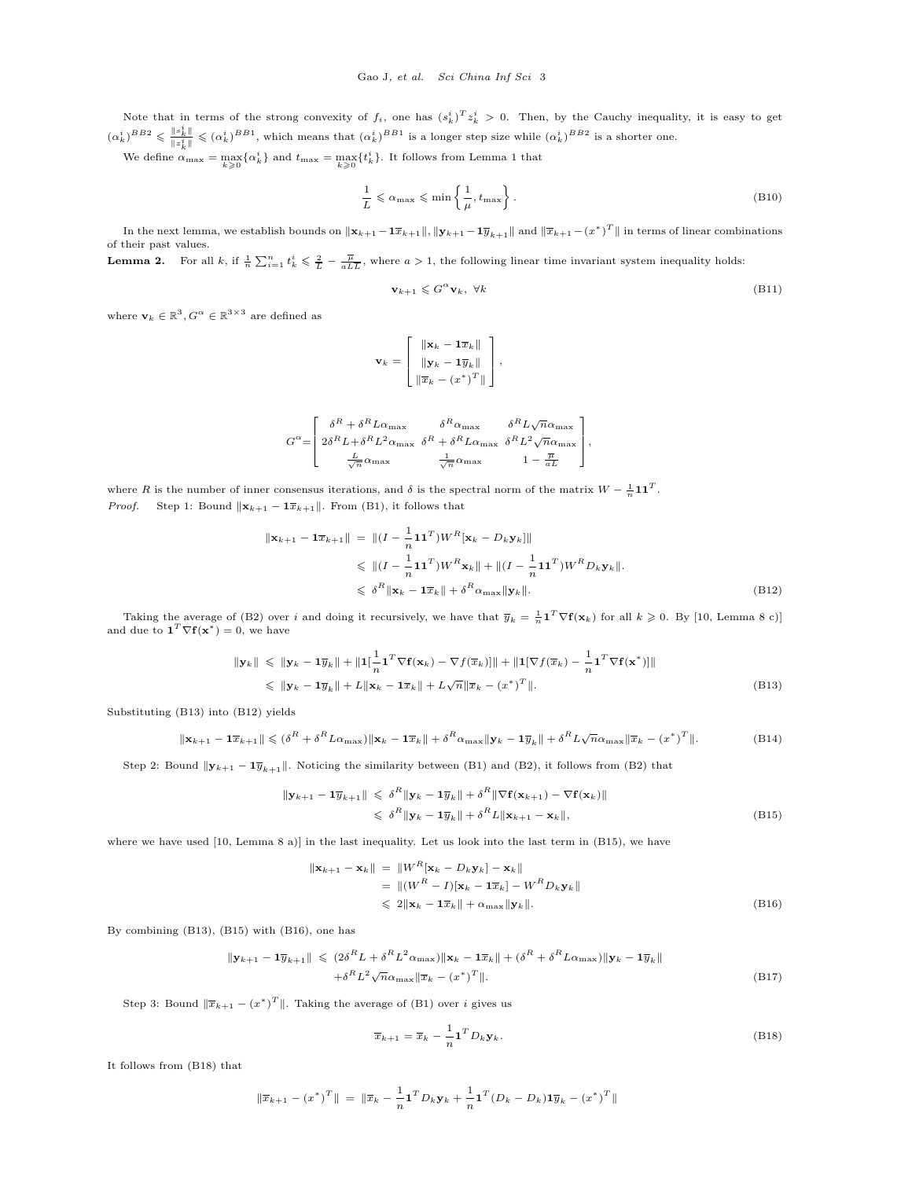Note that in terms of the strong convexity of $f_i$, one has $(s_k^i)^T z_k^i > 0$. Then, by the Cauchy inequality, it is easy to get $(\alpha_k^i)^{BB2} \leqslant \frac{\|s_k^i\|}{\|z_k^i\|} \leqslant (\alpha_k^i)^{BB1}$, which means that $(\alpha_k^i)^{BB1}$ is a longer step size while $(\alpha_k^i)^{BB2}$ is a shorter one.

We define $\alpha_{\max} = \max_{k\geqslant 0}\{\alpha_k^i\}$ and $t_{\max} = \max_{k\geqslant 0}\{t_k^i\}$. It follows from Lemma 1 that

$$\frac{1}{L} \leqslant \alpha_{\max} \leqslant \min\left\{\frac{1}{\mu}, t_{\max}\right\}. \tag{B10}$$

In the next lemma, we establish bounds on $\|\mathbf{x}_{k+1} - \mathbf{1}\overline{x}_{k+1}\|$, $\|\mathbf{y}_{k+1} - \mathbf{1}\overline{y}_{k+1}\|$ and $\|\overline{x}_{k+1} - (x^*)^T\|$ in terms of linear combinations of their past values.

**Lemma 2.** For all $k$, if $\frac{1}{n}\sum_{i=1}^n t_k^i \leqslant \frac{2}{L} - \frac{\overline{\mu}}{aL\overline{L}}$, where $a > 1$, the following linear time invariant system inequality holds:

$$\mathbf{v}_{k+1} \leqslant G^{\alpha}\mathbf{v}_k, \ \forall k \tag{B11}$$

where $\mathbf{v}_k \in \mathbb{R}^3, G^{\alpha} \in \mathbb{R}^{3\times 3}$ are defined as

$$\mathbf{v}_k = \begin{bmatrix} \|\mathbf{x}_k - \mathbf{1}\overline{x}_k\| \\ \|\mathbf{y}_k - \mathbf{1}\overline{y}_k\| \\ \|\overline{x}_k - (x^*)^T\| \end{bmatrix},$$

$$G^{\alpha} = \begin{bmatrix} \delta^R + \delta^R L\alpha_{\max} & \delta^R\alpha_{\max} & \delta^R L\sqrt{n}\alpha_{\max} \\ 2\delta^R L + \delta^R L^2\alpha_{\max} & \delta^R + \delta^R L\alpha_{\max} & \delta^R L^2\sqrt{n}\alpha_{\max} \\ \frac{L}{\sqrt{n}}\alpha_{\max} & \frac{1}{\sqrt{n}}\alpha_{\max} & 1 - \frac{\overline{\mu}}{aL} \end{bmatrix},$$

where $R$ is the number of inner consensus iterations, and $\delta$ is the spectral norm of the matrix $W - \frac{1}{n}\mathbf{1}\mathbf{1}^T$.

*Proof.* Step 1: Bound $\|\mathbf{x}_{k+1} - \mathbf{1}\overline{x}_{k+1}\|$. From (B1), it follows that

$$\begin{aligned} \|\mathbf{x}_{k+1} - \mathbf{1}\overline{x}_{k+1}\| &= \|(I - \frac{1}{n}\mathbf{1}\mathbf{1}^T)W^R[\mathbf{x}_k - D_k\mathbf{y}_k]\| \\ &\leqslant \|(I - \frac{1}{n}\mathbf{1}\mathbf{1}^T)W^R\mathbf{x}_k\| + \|(I - \frac{1}{n}\mathbf{1}\mathbf{1}^T)W^R D_k\mathbf{y}_k\|. \\ &\leqslant \delta^R\|\mathbf{x}_k - \mathbf{1}\overline{x}_k\| + \delta^R\alpha_{\max}\|\mathbf{y}_k\|. \end{aligned} \tag{B12}$$

Taking the average of (B2) over $i$ and doing it recursively, we have that $\overline{y}_k = \frac{1}{n}\mathbf{1}^T\nabla\mathbf{f}(\mathbf{x}_k)$ for all $k \geqslant 0$. By [10, Lemma 8 c)] and due to $\mathbf{1}^T\nabla\mathbf{f}(\mathbf{x}^*) = 0$, we have

$$\begin{aligned} \|\mathbf{y}_k\| &\leqslant \|\mathbf{y}_k - \mathbf{1}\overline{y}_k\| + \|\mathbf{1}[\frac{1}{n}\mathbf{1}^T\nabla\mathbf{f}(\mathbf{x}_k) - \nabla f(\overline{x}_k)]\| + \|\mathbf{1}[\nabla f(\overline{x}_k) - \frac{1}{n}\mathbf{1}^T\nabla\mathbf{f}(\mathbf{x}^*)]\| \\ &\leqslant \|\mathbf{y}_k - \mathbf{1}\overline{y}_k\| + L\|\mathbf{x}_k - \mathbf{1}\overline{x}_k\| + L\sqrt{n}\|\overline{x}_k - (x^*)^T\|. \end{aligned} \tag{B13}$$

Substituting (B13) into (B12) yields

$$\|\mathbf{x}_{k+1} - \mathbf{1}\overline{x}_{k+1}\| \leqslant (\delta^R + \delta^R L\alpha_{\max})\|\mathbf{x}_k - \mathbf{1}\overline{x}_k\| + \delta^R\alpha_{\max}\|\mathbf{y}_k - \mathbf{1}\overline{y}_k\| + \delta^R L\sqrt{n}\alpha_{\max}\|\overline{x}_k - (x^*)^T\|. \tag{B14}$$

Step 2: Bound $\|\mathbf{y}_{k+1} - \mathbf{1}\overline{y}_{k+1}\|$. Noticing the similarity between (B1) and (B2), it follows from (B2) that

$$\begin{aligned} \|\mathbf{y}_{k+1} - \mathbf{1}\overline{y}_{k+1}\| &\leqslant \delta^R\|\mathbf{y}_k - \mathbf{1}\overline{y}_k\| + \delta^R\|\nabla\mathbf{f}(\mathbf{x}_{k+1}) - \nabla\mathbf{f}(\mathbf{x}_k)\| \\ &\leqslant \delta^R\|\mathbf{y}_k - \mathbf{1}\overline{y}_k\| + \delta^R L\|\mathbf{x}_{k+1} - \mathbf{x}_k\|, \end{aligned} \tag{B15}$$

where we have used [10, Lemma 8 a)] in the last inequality. Let us look into the last term in (B15), we have

$$\begin{aligned} \|\mathbf{x}_{k+1} - \mathbf{x}_k\| &= \|W^R[\mathbf{x}_k - D_k\mathbf{y}_k] - \mathbf{x}_k\| \\ &= \|(W^R - I)[\mathbf{x}_k - \mathbf{1}\overline{x}_k] - W^R D_k\mathbf{y}_k\| \\ &\leqslant 2\|\mathbf{x}_k - \mathbf{1}\overline{x}_k\| + \alpha_{\max}\|\mathbf{y}_k\|. \end{aligned} \tag{B16}$$

By combining (B13), (B15) with (B16), one has

$$\begin{aligned} \|\mathbf{y}_{k+1} - \mathbf{1}\overline{y}_{k+1}\| &\leqslant (2\delta^R L + \delta^R L^2\alpha_{\max})\|\mathbf{x}_k - \mathbf{1}\overline{x}_k\| + (\delta^R + \delta^R L\alpha_{\max})\|\mathbf{y}_k - \mathbf{1}\overline{y}_k\| \\ &\quad + \delta^R L^2\sqrt{n}\alpha_{\max}\|\overline{x}_k - (x^*)^T\|. \end{aligned} \tag{B17}$$

Step 3: Bound $\|\overline{x}_{k+1} - (x^*)^T\|$. Taking the average of (B1) over $i$ gives us

$$\overline{x}_{k+1} = \overline{x}_k - \frac{1}{n}\mathbf{1}^T D_k\mathbf{y}_k. \tag{B18}$$

It follows from (B18) that

$$\|\overline{x}_{k+1} - (x^*)^T\| = \|\overline{x}_k - \frac{1}{n}\mathbf{1}^T D_k\mathbf{y}_k + \frac{1}{n}\mathbf{1}^T(D_k - D_k)\mathbf{1}\overline{y}_k - (x^*)^T\|$$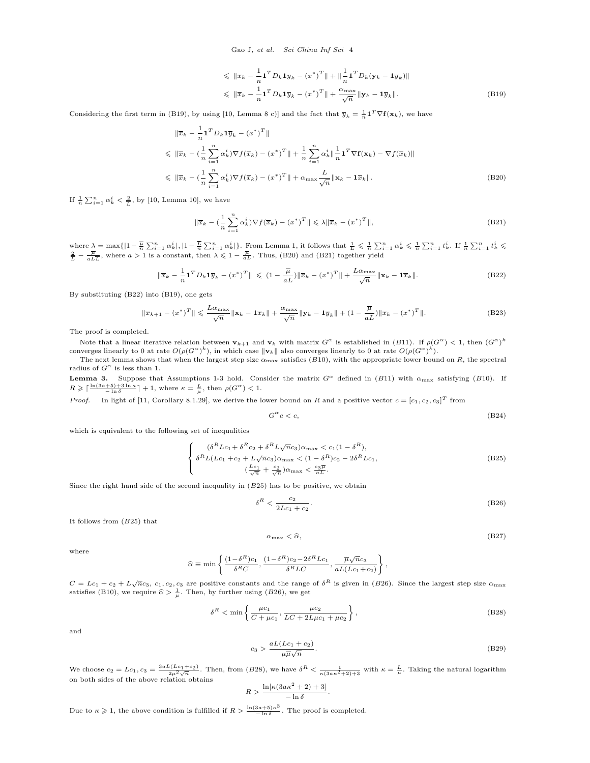$$\leqslant \|\overline{x}_k - \frac{1}{n}\mathbf{1}^T D_k \mathbf{1}\overline{y}_k - (x^*)^T\| + \|\frac{1}{n}\mathbf{1}^T D_k(\mathbf{y}_k - \mathbf{1}\overline{y}_k)\|$$

$$\leqslant \|\overline{x}_k - \frac{1}{n}\mathbf{1}^T D_k \mathbf{1}\overline{y}_k - (x^*)^T\| + \frac{\alpha_{\max}}{\sqrt{n}}\|\mathbf{y}_k - \mathbf{1}\overline{y}_k\|. \tag{B19}$$

Considering the first term in (B19), by using [10, Lemma 8 c)] and the fact that $\overline{y}_k = \frac{1}{n}\mathbf{1}^T\nabla\mathbf{f}(\mathbf{x}_k)$, we have

$$\|\overline{x}_k - \frac{1}{n}\mathbf{1}^T D_k \mathbf{1}\overline{y}_k - (x^*)^T\|$$

$$\leqslant \|\overline{x}_k - (\frac{1}{n}\sum_{i=1}^n \alpha_k^i)\nabla f(\overline{x}_k) - (x^*)^T\| + \frac{1}{n}\sum_{i=1}^n \alpha_k^i\|\frac{1}{n}\mathbf{1}^T\nabla\mathbf{f}(\mathbf{x}_k) - \nabla f(\overline{x}_k)\|$$

$$\leqslant \|\overline{x}_k - (\frac{1}{n}\sum_{i=1}^n \alpha_k^i)\nabla f(\overline{x}_k) - (x^*)^T\| + \alpha_{\max}\frac{L}{\sqrt{n}}\|\mathbf{x}_k - \mathbf{1}\overline{x}_k\|. \tag{B20}$$

If $\frac{1}{n}\sum_{i=1}^n \alpha_k^i < \frac{2}{L}$, by [10, Lemma 10], we have

$$\|\overline{x}_k - (\frac{1}{n}\sum_{i=1}^n \alpha_k^i)\nabla f(\overline{x}_k) - (x^*)^T\| \leqslant \lambda\|\overline{x}_k - (x^*)^T\|, \tag{B21}$$

where $\lambda = \max\{|1 - \frac{\overline{\mu}}{n}\sum_{i=1}^n \alpha_k^i|, |1 - \frac{\overline{L}}{n}\sum_{i=1}^n \alpha_k^i|\}$. From Lemma 1, it follows that $\frac{1}{L} \leqslant \frac{1}{n}\sum_{i=1}^n \alpha_k^i \leqslant \frac{1}{n}\sum_{i=1}^n t_k^i$. If $\frac{1}{n}\sum_{i=1}^n t_k^i \leqslant \frac{2}{L} - \frac{\overline{\mu}}{aL\overline{L}}$, where $a > 1$ is a constant, then $\lambda \leqslant 1 - \frac{\overline{\mu}}{aL}$. Thus, (B20) and (B21) together yield

$$\|\overline{x}_k - \frac{1}{n}\mathbf{1}^T D_k \mathbf{1}\overline{y}_k - (x^*)^T\| \leqslant (1 - \frac{\overline{\mu}}{aL})\|\overline{x}_k - (x^*)^T\| + \frac{L\alpha_{\max}}{\sqrt{n}}\|\mathbf{x}_k - \mathbf{1}\overline{x}_k\|. \tag{B22}$$

By substituting (B22) into (B19), one gets

$$\|\overline{x}_{k+1} - (x^*)^T\| \leqslant \frac{L\alpha_{\max}}{\sqrt{n}}\|\mathbf{x}_k - \mathbf{1}\overline{x}_k\| + \frac{\alpha_{\max}}{\sqrt{n}}\|\mathbf{y}_k - \mathbf{1}\overline{y}_k\| + (1 - \frac{\overline{\mu}}{aL})\|\overline{x}_k - (x^*)^T\|. \tag{B23}$$

The proof is completed.

Note that a linear iterative relation between $\mathbf{v}_{k+1}$ and $\mathbf{v}_k$ with matrix $G^\alpha$ is established in (B11). If $\rho(G^\alpha) < 1$, then $(G^\alpha)^k$ converges linearly to 0 at rate $O(\rho(G^\alpha)^k)$, in which case $\|\mathbf{v}_k\|$ also converges linearly to 0 at rate $O(\rho(G^\alpha)^k)$.

The next lemma shows that when the largest step size $\alpha_{\max}$ satisfies (B10), with the appropriate lower bound on $R$, the spectral radius of $G^\alpha$ is less than 1.

**Lemma 3.** Suppose that Assumptions 1-3 hold. Consider the matrix $G^\alpha$ defined in (B11) with $\alpha_{\max}$ satisfying (B10). If $R \geqslant \lceil \frac{\ln(3a+5)+3\ln\kappa}{-\ln\delta} \rceil + 1$, where $\kappa = \frac{L}{\mu}$, then $\rho(G^\alpha) < 1$.

*Proof.* In light of [11, Corollary 8.1.29], we derive the lower bound on $R$ and a positive vector $c = [c_1, c_2, c_3]^T$ from

$$G^\alpha c < c, \tag{B24}$$

which is equivalent to the following set of inequalities

$$\begin{cases} (\delta^R L c_1 + \delta^R c_2 + \delta^R L\sqrt{n}c_3)\alpha_{\max} < c_1(1 - \delta^R), \\ \delta^R L(Lc_1 + c_2 + L\sqrt{n}c_3)\alpha_{\max} < (1 - \delta^R)c_2 - 2\delta^R L c_1, \\ (\frac{Lc_1}{\sqrt{n}} + \frac{c_2}{\sqrt{n}})\alpha_{\max} < \frac{c_3\overline{\mu}}{aL}. \end{cases} \tag{B25}$$

Since the right hand side of the second inequality in (B25) has to be positive, we obtain

$$\delta^R < \frac{c_2}{2Lc_1 + c_2}. \tag{B26}$$

It follows from (B25) that

$$\alpha_{\max} < \widehat{\alpha}, \tag{B27}$$

where

$$\widehat{\alpha} \equiv \min\left\{\frac{(1-\delta^R)c_1}{\delta^R C}, \frac{(1-\delta^R)c_2 - 2\delta^R L c_1}{\delta^R L C}, \frac{\overline{\mu}\sqrt{n}c_3}{aL(Lc_1 + c_2)}\right\},$$

$C = Lc_1 + c_2 + L\sqrt{n}c_3$, $c_1, c_2, c_3$ are positive constants and the range of $\delta^R$ is given in (B26). Since the largest step size $\alpha_{\max}$ satisfies (B10), we require $\widehat{\alpha} > \frac{1}{\mu}$. Then, by further using (B26), we get

$$\delta^R < \min\left\{\frac{\mu c_1}{C + \mu c_1}, \frac{\mu c_2}{LC + 2L\mu c_1 + \mu c_2}\right\}, \tag{B28}$$

and

$$c_3 > \frac{aL(Lc_1 + c_2)}{\mu\overline{\mu}\sqrt{n}}. \tag{B29}$$

We choose $c_2 = Lc_1, c_3 = \frac{3aL(Lc_1+c_2)}{2\mu^2\sqrt{n}}$. Then, from (B28), we have $\delta^R < \frac{1}{\kappa(3a\kappa^2+2)+3}$ with $\kappa = \frac{L}{\mu}$. Taking the natural logarithm on both sides of the above relation obtains

$$R > \frac{\ln[\kappa(3a\kappa^2 + 2) + 3]}{-\ln\delta}.$$

Due to $\kappa \geqslant 1$, the above condition is fulfilled if $R > \frac{\ln(3a+5)\kappa^3}{-\ln\delta}$. The proof is completed.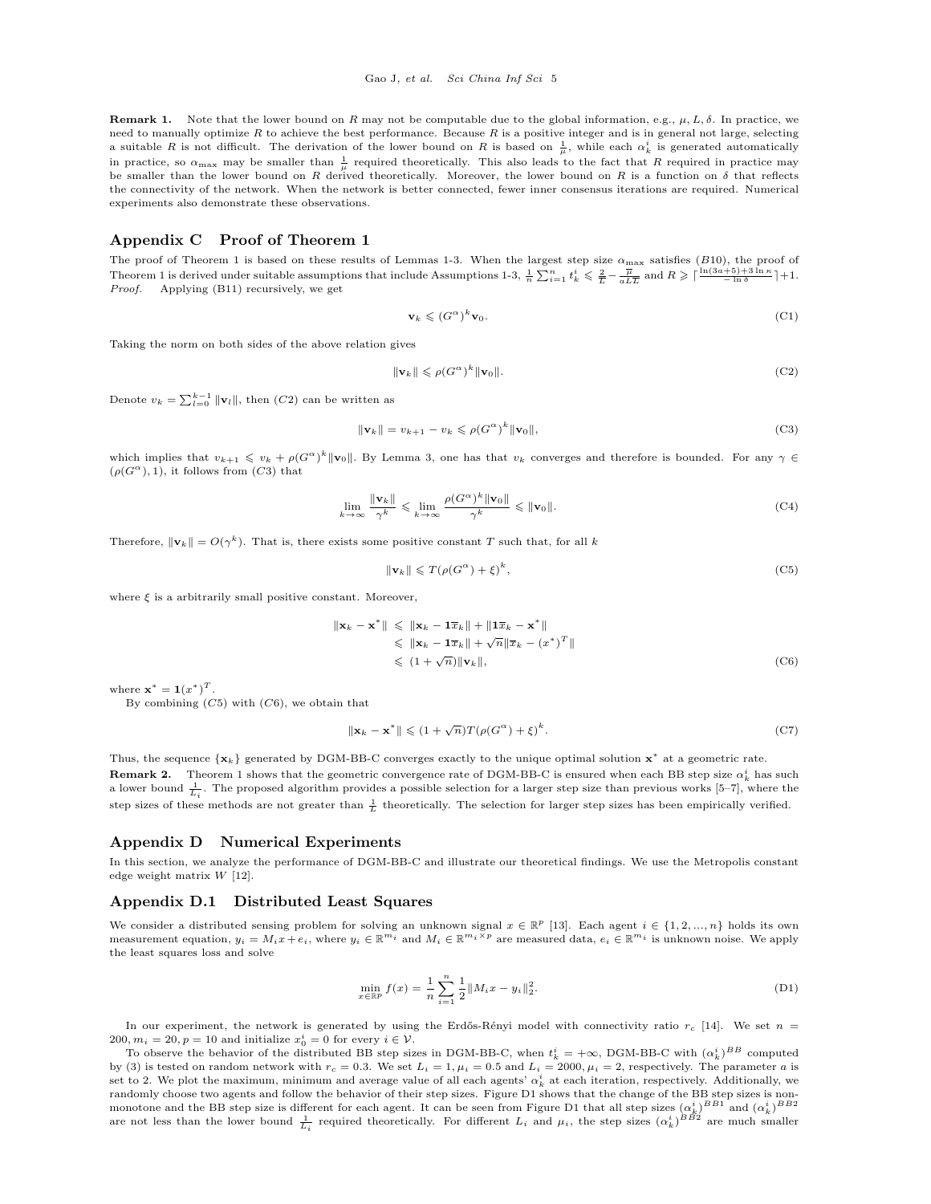**Remark 1.** Note that the lower bound on $R$ may not be computable due to the global information, e.g., $\mu, L, \delta$. In practice, we need to manually optimize $R$ to achieve the best performance. Because $R$ is a positive integer and is in general not large, selecting a suitable $R$ is not difficult. The derivation of the lower bound on $R$ is based on $\frac{1}{\mu}$, while each $\alpha_k^i$ is generated automatically in practice, so $\alpha_{\max}$ may be smaller than $\frac{1}{\mu}$ required theoretically. This also leads to the fact that $R$ required in practice may be smaller than the lower bound on $R$ derived theoretically. Moreover, the lower bound on $R$ is a function on $\delta$ that reflects the connectivity of the network. When the network is better connected, fewer inner consensus iterations are required. Numerical experiments also demonstrate these observations.

## Appendix C Proof of Theorem 1

The proof of Theorem 1 is based on these results of Lemmas 1-3. When the largest step size $\alpha_{\max}$ satisfies $(B10)$, the proof of Theorem 1 is derived under suitable assumptions that include Assumptions 1-3, $\frac{1}{n}\sum_{i=1}^{n} t_k^i \leqslant \frac{2}{L} - \frac{\overline{\mu}}{aL\overline{L}}$ and $R \geqslant \lceil \frac{\ln(3a+5)+3\ln\kappa}{-\ln\delta} \rceil + 1$.

*Proof.* Applying (B11) recursively, we get

$$\mathbf{v}_k \leqslant (G^{\alpha})^k \mathbf{v}_0. \tag{C1}$$

Taking the norm on both sides of the above relation gives

$$\|\mathbf{v}_k\| \leqslant \rho(G^{\alpha})^k \|\mathbf{v}_0\|. \tag{C2}$$

Denote $v_k = \sum_{l=0}^{k-1} \|\mathbf{v}_l\|$, then $(C2)$ can be written as

$$\|\mathbf{v}_k\| = v_{k+1} - v_k \leqslant \rho(G^{\alpha})^k \|\mathbf{v}_0\|, \tag{C3}$$

which implies that $v_{k+1} \leqslant v_k + \rho(G^{\alpha})^k \|\mathbf{v}_0\|$. By Lemma 3, one has that $v_k$ converges and therefore is bounded. For any $\gamma \in (\rho(G^{\alpha}), 1)$, it follows from $(C3)$ that

$$\lim_{k\to\infty} \frac{\|\mathbf{v}_k\|}{\gamma^k} \leqslant \lim_{k\to\infty} \frac{\rho(G^{\alpha})^k \|\mathbf{v}_0\|}{\gamma^k} \leqslant \|\mathbf{v}_0\|. \tag{C4}$$

Therefore, $\|\mathbf{v}_k\| = O(\gamma^k)$. That is, there exists some positive constant $T$ such that, for all $k$

$$\|\mathbf{v}_k\| \leqslant T(\rho(G^{\alpha}) + \xi)^k, \tag{C5}$$

where $\xi$ is a arbitrarily small positive constant. Moreover,

$$\begin{aligned}
\|\mathbf{x}_k - \mathbf{x}^*\| &\leqslant \|\mathbf{x}_k - \mathbf{1}\overline{x}_k\| + \|\mathbf{1}\overline{x}_k - \mathbf{x}^*\| \\
&\leqslant \|\mathbf{x}_k - \mathbf{1}\overline{x}_k\| + \sqrt{n}\|\overline{x}_k - (x^*)^T\| \\
&\leqslant (1+\sqrt{n})\|\mathbf{v}_k\|,
\end{aligned} \tag{C6}$$

where $\mathbf{x}^* = \mathbf{1}(x^*)^T$.

By combining $(C5)$ with $(C6)$, we obtain that

$$\|\mathbf{x}_k - \mathbf{x}^*\| \leqslant (1+\sqrt{n})T(\rho(G^{\alpha}) + \xi)^k. \tag{C7}$$

Thus, the sequence $\{\mathbf{x}_k\}$ generated by DGM-BB-C converges exactly to the unique optimal solution $\mathbf{x}^*$ at a geometric rate.

**Remark 2.** Theorem 1 shows that the geometric convergence rate of DGM-BB-C is ensured when each BB step size $\alpha_k^i$ has such a lower bound $\frac{1}{L_i}$. The proposed algorithm provides a possible selection for a larger step size than previous works [5–7], where the step sizes of these methods are not greater than $\frac{1}{L}$ theoretically. The selection for larger step sizes has been empirically verified.

## Appendix D Numerical Experiments

In this section, we analyze the performance of DGM-BB-C and illustrate our theoretical findings. We use the Metropolis constant edge weight matrix $W$ [12].

## Appendix D.1 Distributed Least Squares

We consider a distributed sensing problem for solving an unknown signal $x \in \mathbb{R}^p$ [13]. Each agent $i \in \{1, 2, ..., n\}$ holds its own measurement equation, $y_i = M_i x + e_i$, where $y_i \in \mathbb{R}^{m_i}$ and $M_i \in \mathbb{R}^{m_i \times p}$ are measured data, $e_i \in \mathbb{R}^{m_i}$ is unknown noise. We apply the least squares loss and solve

$$\min_{x\in\mathbb{R}^p} f(x) = \frac{1}{n}\sum_{i=1}^{n} \frac{1}{2}\|M_i x - y_i\|_2^2. \tag{D1}$$

In our experiment, the network is generated by using the Erdős-Rényi model with connectivity ratio $r_c$ [14]. We set $n = 200, m_i = 20, p = 10$ and initialize $x_0^i = 0$ for every $i \in \mathcal{V}$.

To observe the behavior of the distributed BB step sizes in DGM-BB-C, when $t_k^i = +\infty$, DGM-BB-C with $(\alpha_k^i)^{BB}$ computed by (3) is tested on random network with $r_c = 0.3$. We set $L_i = 1, \mu_i = 0.5$ and $L_i = 2000, \mu_i = 2$, respectively. The parameter $a$ is set to 2. We plot the maximum, minimum and average value of all each agents' $\alpha_k^i$ at each iteration, respectively. Additionally, we randomly choose two agents and follow the behavior of their step sizes. Figure D1 shows that the change of the BB step sizes is non-monotone and the BB step size is different for each agent. It can be seen from Figure D1 that all step sizes $(\alpha_k^i)^{BB1}$ and $(\alpha_k^i)^{BB2}$ are not less than the lower bound $\frac{1}{L_i}$ required theoretically. For different $L_i$ and $\mu_i$, the step sizes $(\alpha_k^i)^{BB2}$ are much smaller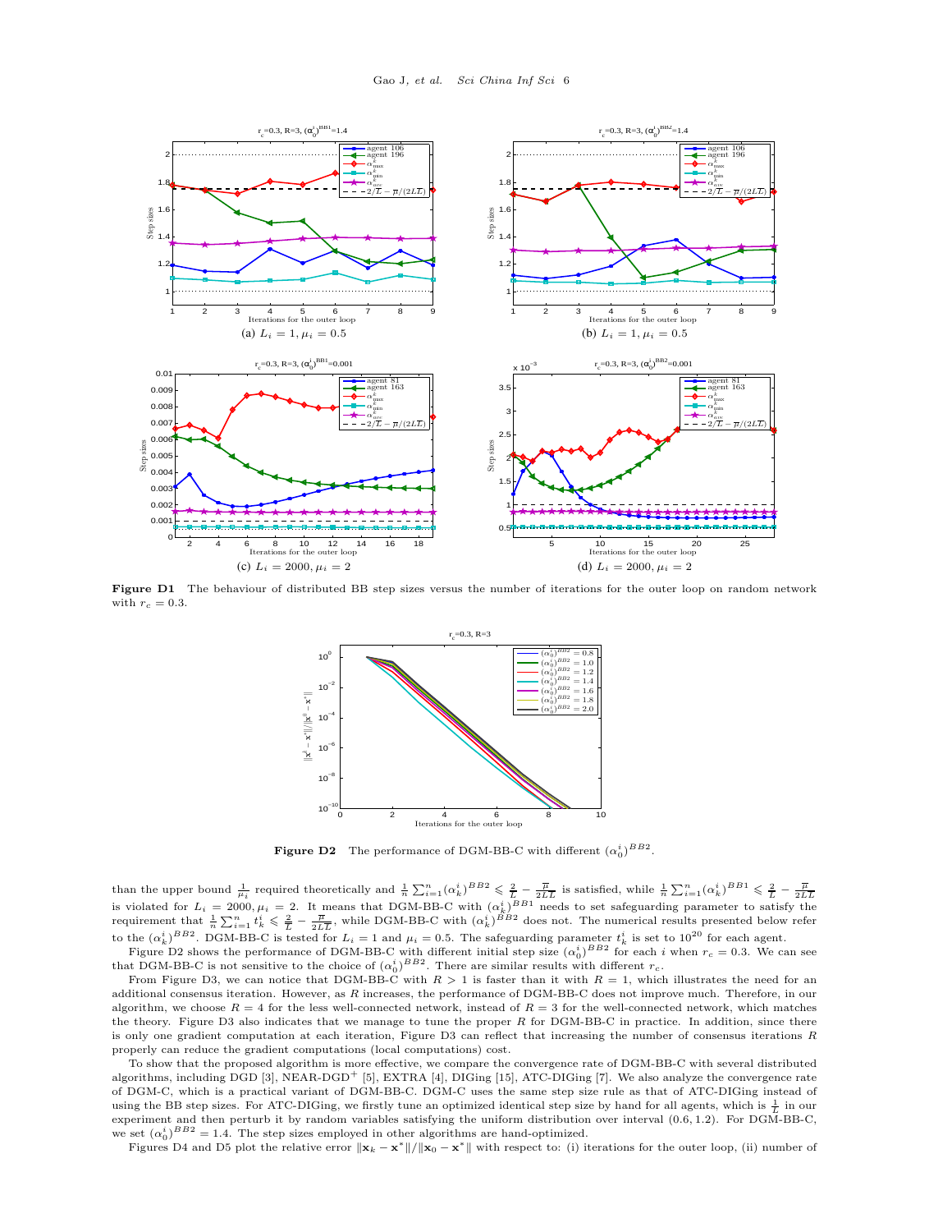(a) $L_i = 1, \mu_i = 0.5$

(b) $L_i = 1, \mu_i = 0.5$

(c) $L_i = 2000, \mu_i = 2$

(d) $L_i = 2000, \mu_i = 2$

**Figure D1** The behaviour of distributed BB step sizes versus the number of iterations for the outer loop on random network with $r_c = 0.3$.

**Figure D2** The performance of DGM-BB-C with different $(\alpha_0^i)^{BB2}$.

than the upper bound $\frac{1}{\mu_i}$ required theoretically and $\frac{1}{n}\sum_{i=1}^{n}(\alpha_k^i)^{BB2} \leqslant \frac{2}{L} - \frac{\overline{\mu}}{2L\overline{L}}$ is satisfied, while $\frac{1}{n}\sum_{i=1}^{n}(\alpha_k^i)^{BB1} \leqslant \frac{2}{L} - \frac{\overline{\mu}}{2L\overline{L}}$ is violated for $L_i = 2000, \mu_i = 2$. It means that DGM-BB-C with $(\alpha_k^i)^{BB1}$ needs to set safeguarding parameter to satisfy the requirement that $\frac{1}{n}\sum_{i=1}^{n} t_k^i \leqslant \frac{2}{L} - \frac{\overline{\mu}}{2L\overline{L}}$, while DGM-BB-C with $(\alpha_k^i)^{BB2}$ does not. The numerical results presented below refer to the $(\alpha_k^i)^{BB2}$. DGM-BB-C is tested for $L_i = 1$ and $\mu_i = 0.5$. The safeguarding parameter $t_k^i$ is set to $10^{20}$ for each agent.

Figure D2 shows the performance of DGM-BB-C with different initial step size $(\alpha_0^i)^{BB2}$ for each $i$ when $r_c = 0.3$. We can see that DGM-BB-C is not sensitive to the choice of $(\alpha_0^i)^{BB2}$. There are similar results with different $r_c$.

From Figure D3, we can notice that DGM-BB-C with $R > 1$ is faster than it with $R = 1$, which illustrates the need for an additional consensus iteration. However, as $R$ increases, the performance of DGM-BB-C does not improve much. Therefore, in our algorithm, we choose $R = 4$ for the less well-connected network, instead of $R = 3$ for the well-connected network, which matches the theory. Figure D3 also indicates that we manage to tune the proper $R$ for DGM-BB-C in practice. In addition, since there is only one gradient computation at each iteration, Figure D3 can reflect that increasing the number of consensus iterations $R$ properly can reduce the gradient computations (local computations) cost.

To show that the proposed algorithm is more effective, we compare the convergence rate of DGM-BB-C with several distributed algorithms, including DGD [3], NEAR-DGD$^+$ [5], EXTRA [4], DIGing [15], ATC-DIGing [7]. We also analyze the convergence rate of DGM-C, which is a practical variant of DGM-BB-C. DGM-C uses the same step size rule as that of ATC-DIGing instead of using the BB step sizes. For ATC-DIGing, we firstly tune an optimized identical step size by hand for all agents, which is $\frac{1}{L}$ in our experiment and then perturb it by random variables satisfying the uniform distribution over interval $(0.6, 1.2)$. For DGM-BB-C, we set $(\alpha_0^i)^{BB2} = 1.4$. The step sizes employed in other algorithms are hand-optimized.

Figures D4 and D5 plot the relative error $\|\mathbf{x}_k - \mathbf{x}^*\|/\|\mathbf{x}_0 - \mathbf{x}^*\|$ with respect to: (i) iterations for the outer loop, (ii) number of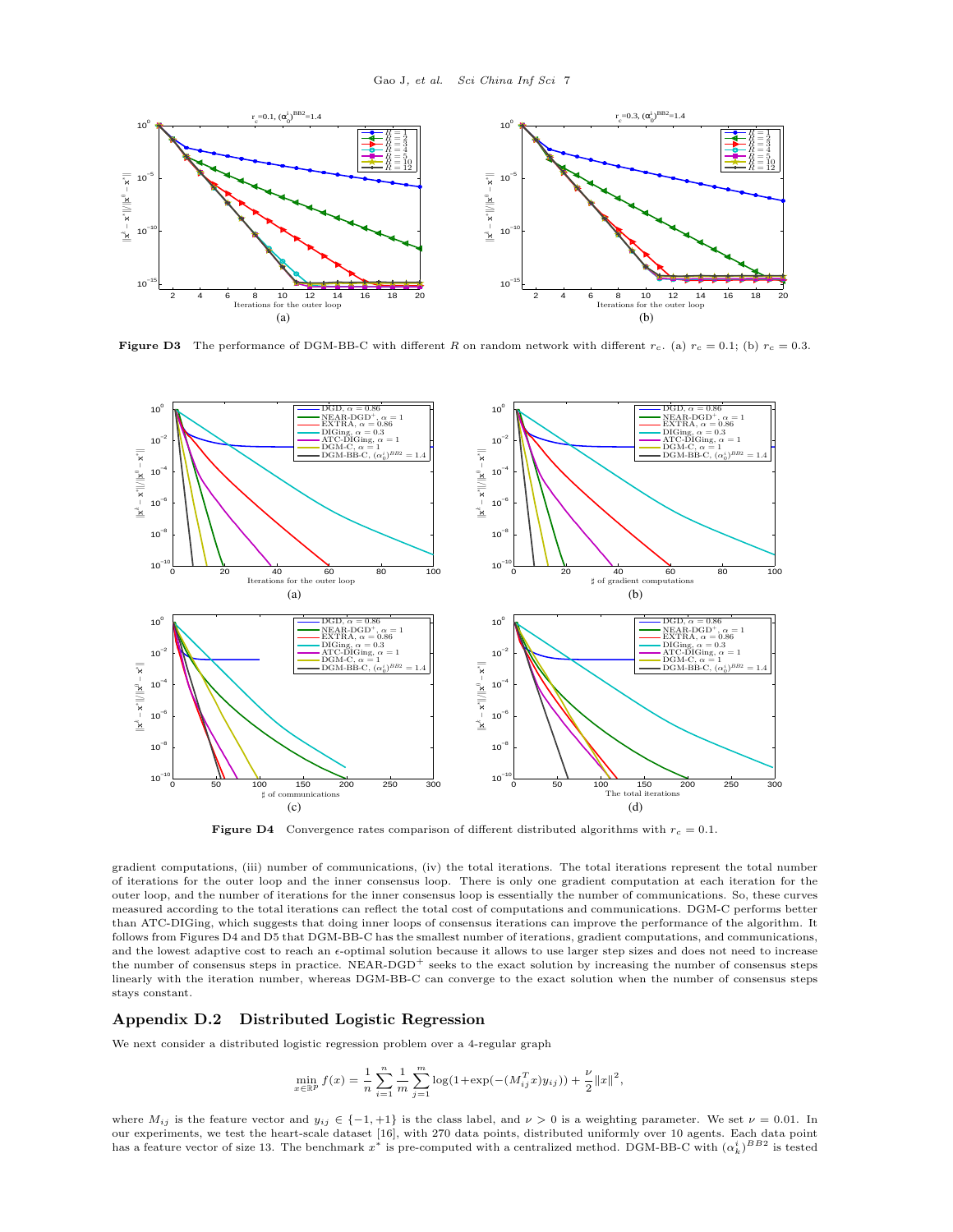**Figure D3** The performance of DGM-BB-C with different $R$ on random network with different $r_c$. (a) $r_c = 0.1$; (b) $r_c = 0.3$.

**Figure D4** Convergence rates comparison of different distributed algorithms with $r_c = 0.1$.

gradient computations, (iii) number of communications, (iv) the total iterations. The total iterations represent the total number of iterations for the outer loop and the inner consensus loop. There is only one gradient computation at each iteration for the outer loop, and the number of iterations for the inner consensus loop is essentially the number of communications. So, these curves measured according to the total iterations can reflect the total cost of computations and communications. DGM-C performs better than ATC-DIGing, which suggests that doing inner loops of consensus iterations can improve the performance of the algorithm. It follows from Figures D4 and D5 that DGM-BB-C has the smallest number of iterations, gradient computations, and communications, and the lowest adaptive cost to reach an $\epsilon$-optimal solution because it allows to use larger step sizes and does not need to increase the number of consensus steps in practice. NEAR-DGD$^+$ seeks to the exact solution by increasing the number of consensus steps linearly with the iteration number, whereas DGM-BB-C can converge to the exact solution when the number of consensus steps stays constant.

## Appendix D.2 Distributed Logistic Regression

We next consider a distributed logistic regression problem over a 4-regular graph

$$\min_{x \in \mathbb{R}^p} f(x) = \frac{1}{n} \sum_{i=1}^{n} \frac{1}{m} \sum_{j=1}^{m} \log(1+\exp(-(M_{ij}^T x) y_{ij})) + \frac{\nu}{2}\|x\|^2,$$

where $M_{ij}$ is the feature vector and $y_{ij} \in \{-1, +1\}$ is the class label, and $\nu > 0$ is a weighting parameter. We set $\nu = 0.01$. In our experiments, we test the heart-scale dataset [16], with 270 data points, distributed uniformly over 10 agents. Each data point has a feature vector of size 13. The benchmark $x^*$ is pre-computed with a centralized method. DGM-BB-C with $(\alpha_k^i)^{BB2}$ is tested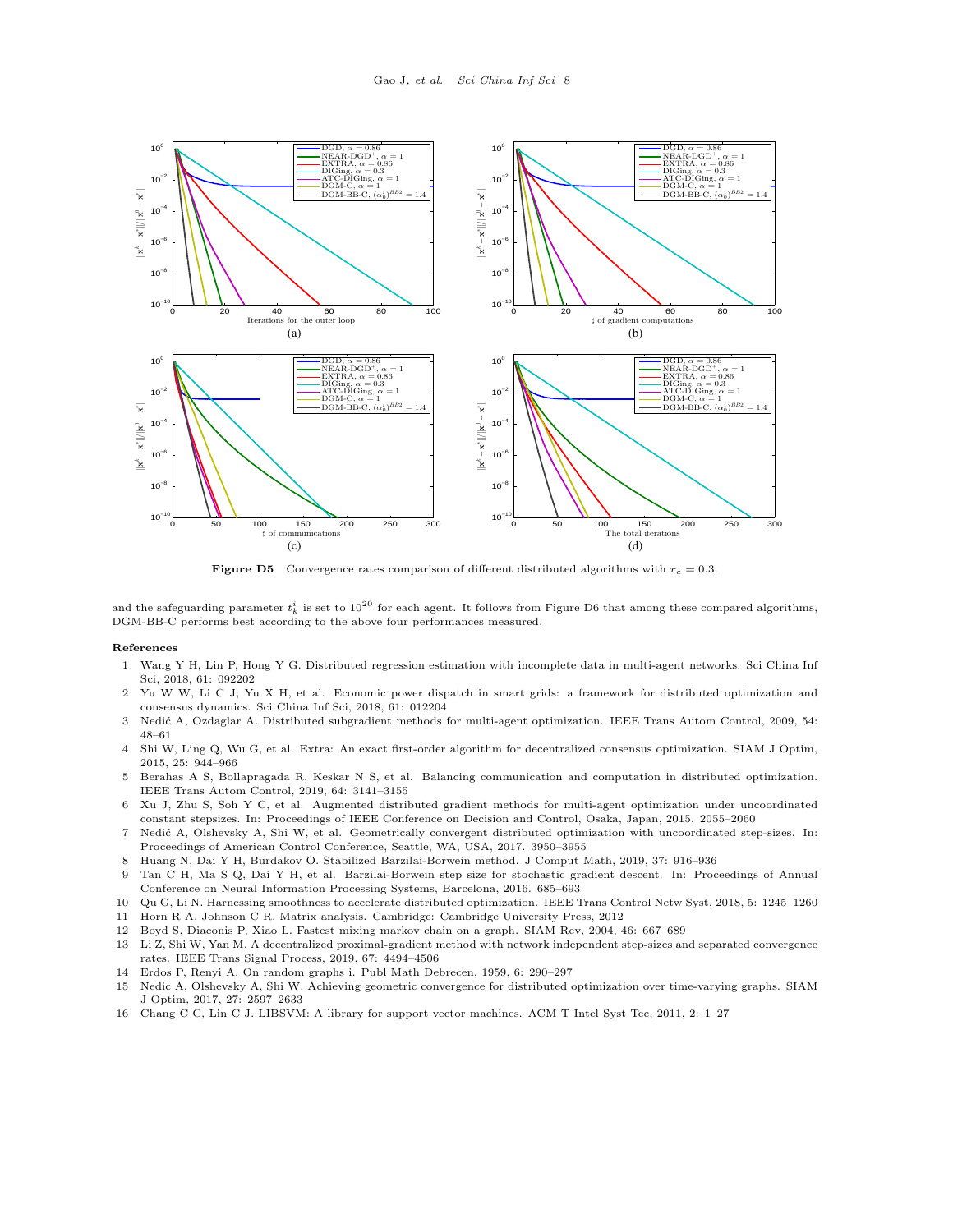**Figure D5** Convergence rates comparison of different distributed algorithms with $r_c = 0.3$.

and the safeguarding parameter $t_k^i$ is set to $10^{20}$ for each agent. It follows from Figure D6 that among these compared algorithms, DGM-BB-C performs best according to the above four performances measured.

## References

1. Wang Y H, Lin P, Hong Y G. Distributed regression estimation with incomplete data in multi-agent networks. Sci China Inf Sci, 2018, 61: 092202
2. Yu W W, Li C J, Yu X H, et al. Economic power dispatch in smart grids: a framework for distributed optimization and consensus dynamics. Sci China Inf Sci, 2018, 61: 012204
3. Nedić A, Ozdaglar A. Distributed subgradient methods for multi-agent optimization. IEEE Trans Autom Control, 2009, 54: 48–61
4. Shi W, Ling Q, Wu G, et al. Extra: An exact first-order algorithm for decentralized consensus optimization. SIAM J Optim, 2015, 25: 944–966
5. Berahas A S, Bollapragada R, Keskar N S, et al. Balancing communication and computation in distributed optimization. IEEE Trans Autom Control, 2019, 64: 3141–3155
6. Xu J, Zhu S, Soh Y C, et al. Augmented distributed gradient methods for multi-agent optimization under uncoordinated constant stepsizes. In: Proceedings of IEEE Conference on Decision and Control, Osaka, Japan, 2015. 2055–2060
7. Nedić A, Olshevsky A, Shi W, et al. Geometrically convergent distributed optimization with uncoordinated step-sizes. In: Proceedings of American Control Conference, Seattle, WA, USA, 2017. 3950–3955
8. Huang N, Dai Y H, Burdakov O. Stabilized Barzilai-Borwein method. J Comput Math, 2019, 37: 916–936
9. Tan C H, Ma S Q, Dai Y H, et al. Barzilai-Borwein step size for stochastic gradient descent. In: Proceedings of Annual Conference on Neural Information Processing Systems, Barcelona, 2016. 685–693
10. Qu G, Li N. Harnessing smoothness to accelerate distributed optimization. IEEE Trans Control Netw Syst, 2018, 5: 1245–1260
11. Horn R A, Johnson C R. Matrix analysis. Cambridge: Cambridge University Press, 2012
12. Boyd S, Diaconis P, Xiao L. Fastest mixing markov chain on a graph. SIAM Rev, 2004, 46: 667–689
13. Li Z, Shi W, Yan M. A decentralized proximal-gradient method with network independent step-sizes and separated convergence rates. IEEE Trans Signal Process, 2019, 67: 4494–4506
14. Erdos P, Renyi A. On random graphs i. Publ Math Debrecen, 1959, 6: 290–297
15. Nedic A, Olshevsky A, Shi W. Achieving geometric convergence for distributed optimization over time-varying graphs. SIAM J Optim, 2017, 27: 2597–2633
16. Chang C C, Lin C J. LIBSVM: A library for support vector machines. ACM T Intel Syst Tec, 2011, 2: 1–27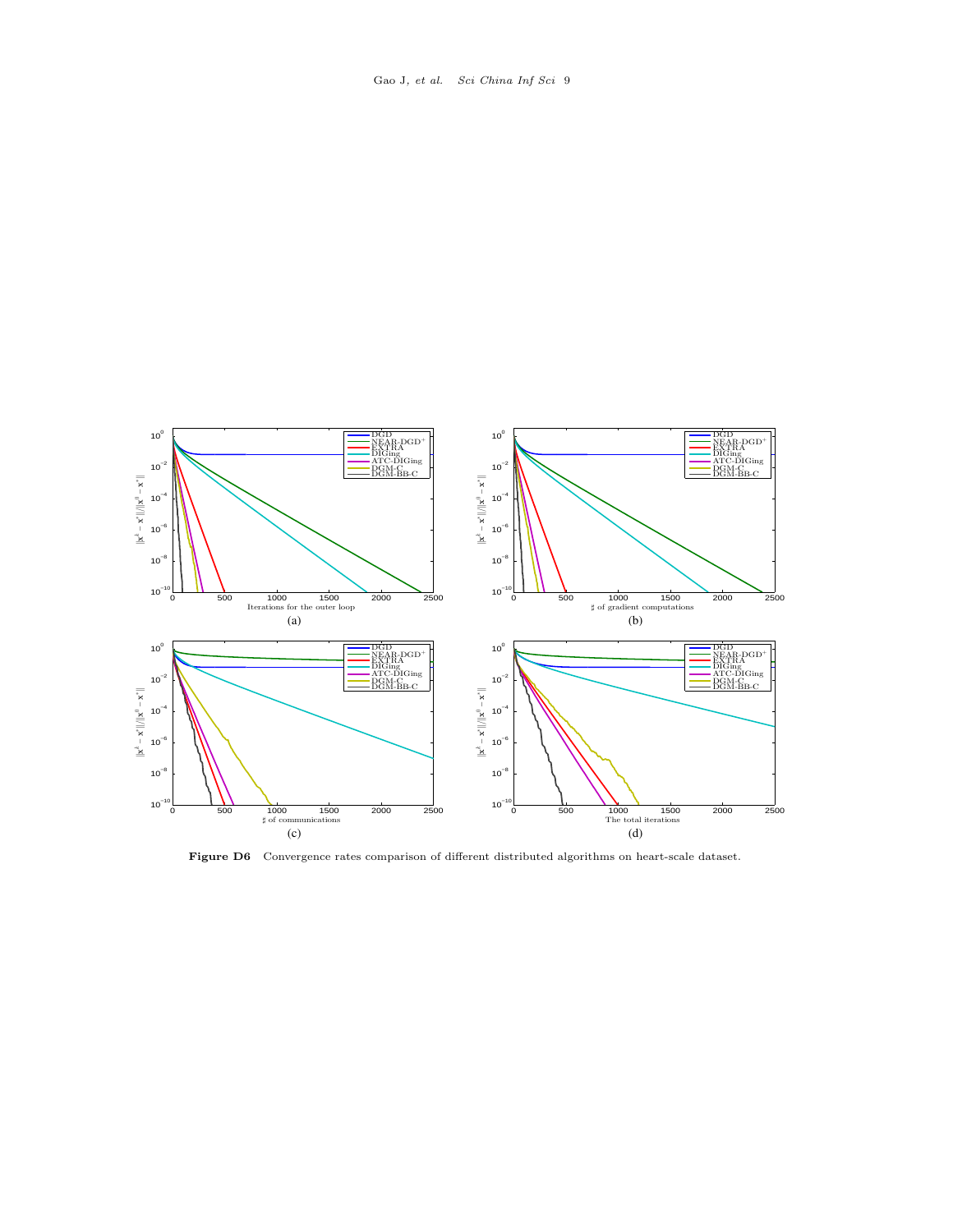$10^0$
$10^{-2}$
$10^{-4}$
$10^{-6}$
$10^{-8}$
$10^{-10}$
$\|\mathbf{x}^k - \mathbf{x}^*\|/\|\mathbf{x}^0 - \mathbf{x}^*\|$
0 500 1000 1500 2000 2500
Iterations for the outer loop
DGD
NEAR-DGD$^+$
EXTRA
DIGing
ATC-DIGing
DGM-C
DGM-BB-C

(a)

$10^0$
$10^{-2}$
$10^{-4}$
$10^{-6}$
$10^{-8}$
$10^{-10}$
$\|\mathbf{x}^k - \mathbf{x}^*\|/\|\mathbf{x}^0 - \mathbf{x}^*\|$
0 500 1000 1500 2000 2500
♯ of gradient computations
DGD
NEAR-DGD$^+$
EXTRA
DIGing
ATC-DIGing
DGM-C
DGM-BB-C

(b)

$10^0$
$10^{-2}$
$10^{-4}$
$10^{-6}$
$10^{-8}$
$10^{-10}$
$\|\mathbf{x}^k - \mathbf{x}^*\|/\|\mathbf{x}^0 - \mathbf{x}^*\|$
0 500 1000 1500 2000 2500
♯ of communications
DGD
NEAR-DGD$^+$
EXTRA
DIGing
ATC-DIGing
DGM-C
DGM-BB-C

(c)

$10^0$
$10^{-2}$
$10^{-4}$
$10^{-6}$
$10^{-8}$
$10^{-10}$
$\|\mathbf{x}^k - \mathbf{x}^*\|/\|\mathbf{x}^0 - \mathbf{x}^*\|$
0 500 1000 1500 2000 2500
The total iterations
DGD
NEAR-DGD$^+$
EXTRA
DIGing
ATC-DIGing
DGM-C
DGM-BB-C

(d)

**Figure D6** Convergence rates comparison of different distributed algorithms on heart-scale dataset.